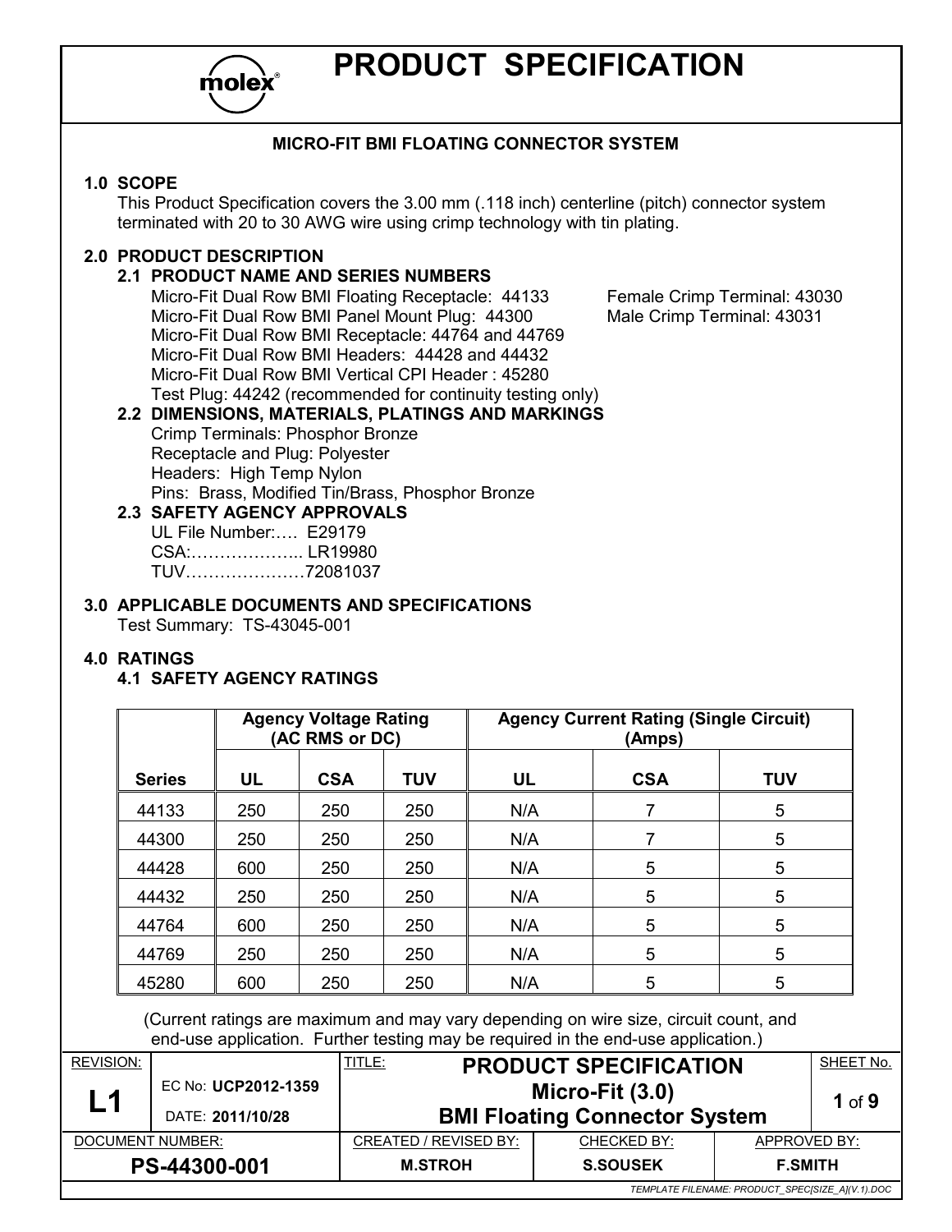# PRODUCT SPECIFICATION

## MICRO-FIT BMI FLOATING CONNECTOR SYSTEM

### 1.0 SCOPE

This Product Specification covers the 3.00 mm (.118 inch) centerline (pitch) connector system terminated with 20 to 30 AWG wire using crimp technology with tin plating.

### 2.0 PRODUCT DESCRIPTION

#### 2.1 PRODUCT NAME AND SERIES NUMBERS

Micro-Fit Dual Row BMI Floating Receptacle: 44133
Micro-Fit Dual Row BMI Panel Mount Plug: 44300
Micro-Fit Dual Row BMI Receptacle: 44764 and 44769
Micro-Fit Dual Row BMI Headers: 44428 and 44432
Micro-Fit Dual Row BMI Vertical CPI Header : 45280
Test Plug: 44242 (recommended for continuity testing only)

Female Crimp Terminal: 43030
Male Crimp Terminal: 43031

#### 2.2 DIMENSIONS, MATERIALS, PLATINGS AND MARKINGS

Crimp Terminals: Phosphor Bronze
Receptacle and Plug: Polyester
Headers: High Temp Nylon
Pins: Brass, Modified Tin/Brass, Phosphor Bronze

#### 2.3 SAFETY AGENCY APPROVALS

UL File Number:…. E29179
CSA:……………….. LR19980
TUV…………………72081037

### 3.0 APPLICABLE DOCUMENTS AND SPECIFICATIONS

Test Summary: TS-43045-001

### 4.0 RATINGS

#### 4.1 SAFETY AGENCY RATINGS

| | Agency Voltage Rating (AC RMS or DC) | | | Agency Current Rating (Single Circuit) (Amps) | | |
|---|---|---|---|---|---|---|
| **Series** | **UL** | **CSA** | **TUV** | **UL** | **CSA** | **TUV** |
| 44133 | 250 | 250 | 250 | N/A | 7 | 5 |
| 44300 | 250 | 250 | 250 | N/A | 7 | 5 |
| 44428 | 600 | 250 | 250 | N/A | 5 | 5 |
| 44432 | 250 | 250 | 250 | N/A | 5 | 5 |
| 44764 | 600 | 250 | 250 | N/A | 5 | 5 |
| 44769 | 250 | 250 | 250 | N/A | 5 | 5 |
| 45280 | 600 | 250 | 250 | N/A | 5 | 5 |

(Current ratings are maximum and may vary depending on wire size, circuit count, and end-use application. Further testing may be required in the end-use application.)

| REVISION: | | TITLE: | | | SHEET No. |
|---|---|---|---|---|---|
| **L1** | EC No: **UCP2012-1359** DATE: **2011/10/28** | **PRODUCT SPECIFICATION Micro-Fit (3.0) BMI Floating Connector System** | | | **1** of **9** |
| DOCUMENT NUMBER: | | CREATED / REVISED BY: | CHECKED BY: | APPROVED BY: | |
| **PS-44300-001** | | **M.STROH** | **S.SOUSEK** | **F.SMITH** | |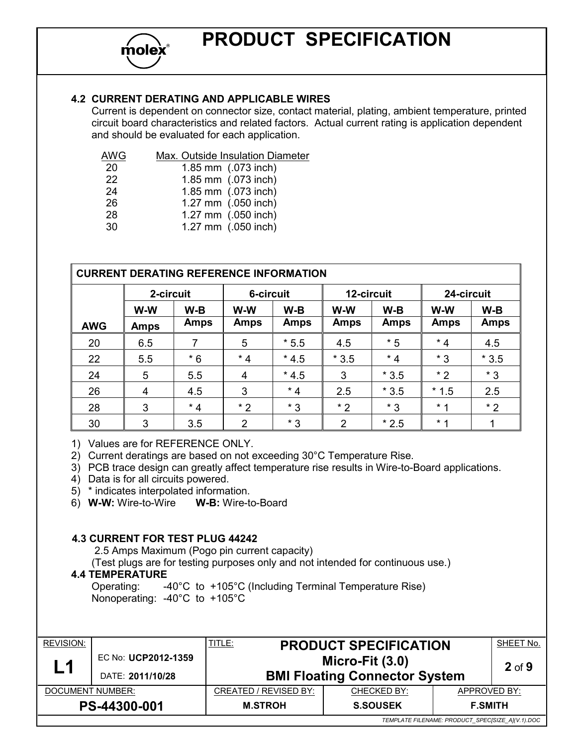### 4.2 CURRENT DERATING AND APPLICABLE WIRES

Current is dependent on connector size, contact material, plating, ambient temperature, printed circuit board characteristics and related factors. Actual current rating is application dependent and should be evaluated for each application.

| AWG | Max. Outside Insulation Diameter |
|---|---|
| 20 | 1.85 mm (.073 inch) |
| 22 | 1.85 mm (.073 inch) |
| 24 | 1.85 mm (.073 inch) |
| 26 | 1.27 mm (.050 inch) |
| 28 | 1.27 mm (.050 inch) |
| 30 | 1.27 mm (.050 inch) |

**CURRENT DERATING REFERENCE INFORMATION**

| | 2-circuit | | 6-circuit | | 12-circuit | | 24-circuit | |
|---|---|---|---|---|---|---|---|---|
| | W-W | W-B | W-W | W-B | W-W | W-B | W-W | W-B |
| AWG | Amps | Amps | Amps | Amps | Amps | Amps | Amps | Amps |
| 20 | 6.5 | 7 | 5 | * 5.5 | 4.5 | * 5 | * 4 | 4.5 |
| 22 | 5.5 | * 6 | * 4 | * 4.5 | * 3.5 | * 4 | * 3 | * 3.5 |
| 24 | 5 | 5.5 | 4 | * 4.5 | 3 | * 3.5 | * 2 | * 3 |
| 26 | 4 | 4.5 | 3 | * 4 | 2.5 | * 3.5 | * 1.5 | 2.5 |
| 28 | 3 | * 4 | * 2 | * 3 | * 2 | * 3 | * 1 | * 2 |
| 30 | 3 | 3.5 | 2 | * 3 | 2 | * 2.5 | * 1 | 1 |

1) Values are for REFERENCE ONLY.
2) Current deratings are based on not exceeding 30°C Temperature Rise.
3) PCB trace design can greatly affect temperature rise results in Wire-to-Board applications.
4) Data is for all circuits powered.
5) * indicates interpolated information.
6) **W-W:** Wire-to-Wire **W-B:** Wire-to-Board

### 4.3 CURRENT FOR TEST PLUG 44242

2.5 Amps Maximum (Pogo pin current capacity)
(Test plugs are for testing purposes only and not intended for continuous use.)

### 4.4 TEMPERATURE

Operating: -40°C to +105°C (Including Terminal Temperature Rise)
Nonoperating: -40°C to +105°C

| REVISION: | | TITLE: PRODUCT SPECIFICATION | | | SHEET No. |
|---|---|---|---|---|---|
| **L1** | EC No: **UCP2012-1359** DATE: **2011/10/28** | **Micro-Fit (3.0) BMI Floating Connector System** | | | **2** of **9** |
| DOCUMENT NUMBER: | | CREATED / REVISED BY: | CHECKED BY: | APPROVED BY: | |
| **PS-44300-001** | | **M.STROH** | **S.SOUSEK** | **F.SMITH** | |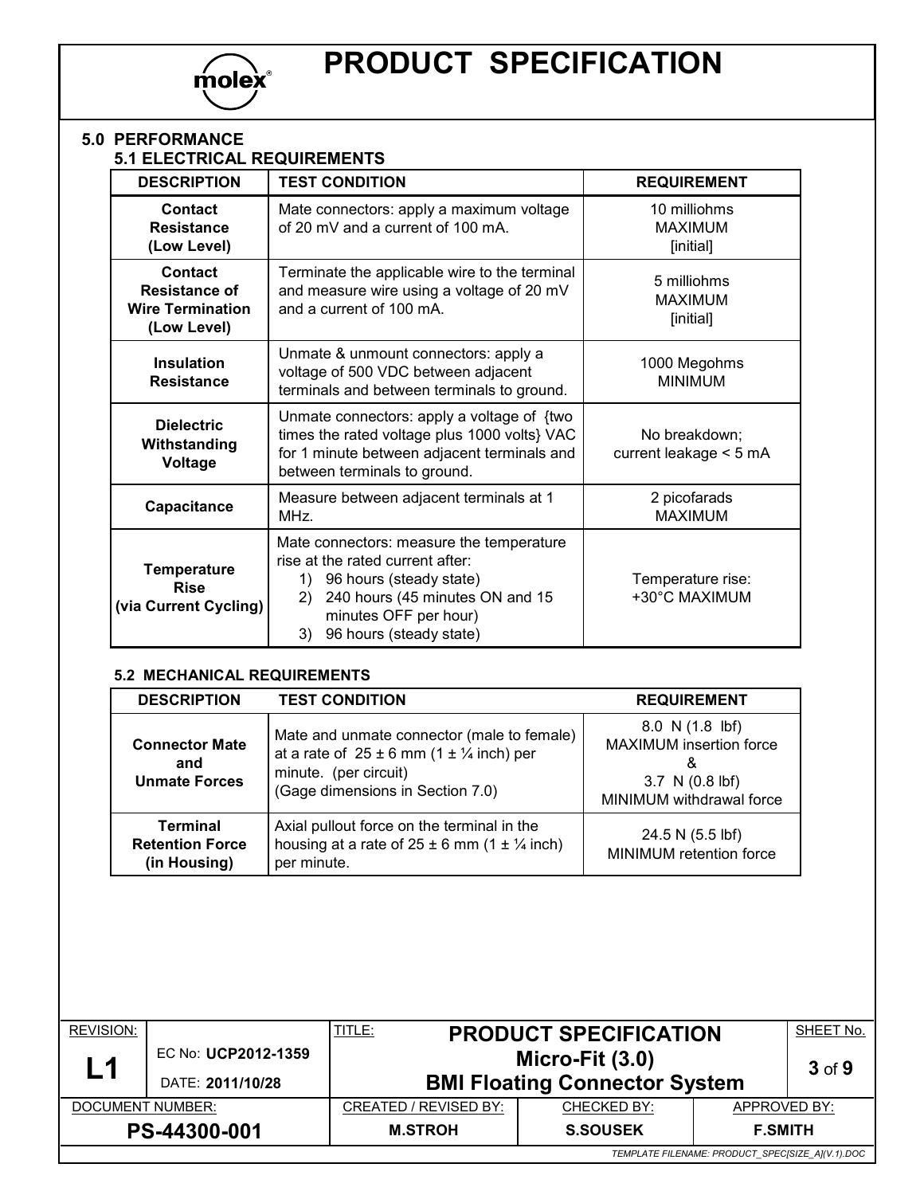## 5.0 PERFORMANCE

### 5.1 ELECTRICAL REQUIREMENTS

| DESCRIPTION | TEST CONDITION | REQUIREMENT |
|---|---|---|
| **Contact Resistance (Low Level)** | Mate connectors: apply a maximum voltage of 20 mV and a current of 100 mA. | 10 milliohms MAXIMUM [initial] |
| **Contact Resistance of Wire Termination (Low Level)** | Terminate the applicable wire to the terminal and measure wire using a voltage of 20 mV and a current of 100 mA. | 5 milliohms MAXIMUM [initial] |
| **Insulation Resistance** | Unmate & unmount connectors: apply a voltage of 500 VDC between adjacent terminals and between terminals to ground. | 1000 Megohms MINIMUM |
| **Dielectric Withstanding Voltage** | Unmate connectors: apply a voltage of {two times the rated voltage plus 1000 volts} VAC for 1 minute between adjacent terminals and between terminals to ground. | No breakdown; current leakage < 5 mA |
| **Capacitance** | Measure between adjacent terminals at 1 MHz. | 2 picofarads MAXIMUM |
| **Temperature Rise (via Current Cycling)** | Mate connectors: measure the temperature rise at the rated current after: 1) 96 hours (steady state) 2) 240 hours (45 minutes ON and 15 minutes OFF per hour) 3) 96 hours (steady state) | Temperature rise: +30°C MAXIMUM |

### 5.2 MECHANICAL REQUIREMENTS

| DESCRIPTION | TEST CONDITION | REQUIREMENT |
|---|---|---|
| **Connector Mate and Unmate Forces** | Mate and unmate connector (male to female) at a rate of 25 ± 6 mm (1 ± ¼ inch) per minute. (per circuit) (Gage dimensions in Section 7.0) | 8.0 N (1.8 lbf) MAXIMUM insertion force & 3.7 N (0.8 lbf) MINIMUM withdrawal force |
| **Terminal Retention Force (in Housing)** | Axial pullout force on the terminal in the housing at a rate of 25 ± 6 mm (1 ± ¼ inch) per minute. | 24.5 N (5.5 lbf) MINIMUM retention force |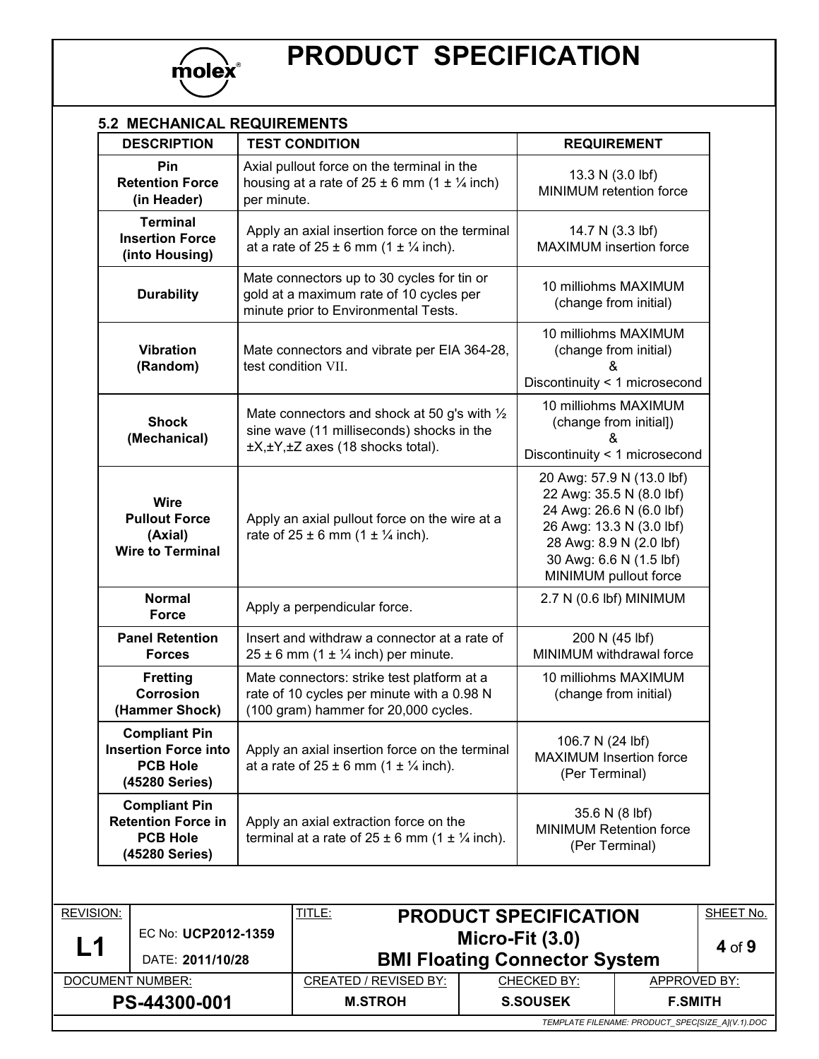### 5.2 MECHANICAL REQUIREMENTS

| DESCRIPTION | TEST CONDITION | REQUIREMENT |
|---|---|---|
| Pin Retention Force (in Header) | Axial pullout force on the terminal in the housing at a rate of 25 ± 6 mm (1 ± ¼ inch) per minute. | 13.3 N (3.0 lbf) MINIMUM retention force |
| Terminal Insertion Force (into Housing) | Apply an axial insertion force on the terminal at a rate of 25 ± 6 mm (1 ± ¼ inch). | 14.7 N (3.3 lbf) MAXIMUM insertion force |
| Durability | Mate connectors up to 30 cycles for tin or gold at a maximum rate of 10 cycles per minute prior to Environmental Tests. | 10 milliohms MAXIMUM (change from initial) |
| Vibration (Random) | Mate connectors and vibrate per EIA 364-28, test condition VII. | 10 milliohms MAXIMUM (change from initial) & Discontinuity < 1 microsecond |
| Shock (Mechanical) | Mate connectors and shock at 50 g's with ½ sine wave (11 milliseconds) shocks in the ±X,±Y,±Z axes (18 shocks total). | 10 milliohms MAXIMUM (change from initial]) & Discontinuity < 1 microsecond |
| Wire Pullout Force (Axial) Wire to Terminal | Apply an axial pullout force on the wire at a rate of 25 ± 6 mm (1 ± ¼ inch). | 20 Awg: 57.9 N (13.0 lbf)<br>22 Awg: 35.5 N (8.0 lbf)<br>24 Awg: 26.6 N (6.0 lbf)<br>26 Awg: 13.3 N (3.0 lbf)<br>28 Awg: 8.9 N (2.0 lbf)<br>30 Awg: 6.6 N (1.5 lbf)<br>MINIMUM pullout force |
| Normal Force | Apply a perpendicular force. | 2.7 N (0.6 lbf) MINIMUM |
| Panel Retention Forces | Insert and withdraw a connector at a rate of 25 ± 6 mm (1 ± ¼ inch) per minute. | 200 N (45 lbf) MINIMUM withdrawal force |
| Fretting Corrosion (Hammer Shock) | Mate connectors: strike test platform at a rate of 10 cycles per minute with a 0.98 N (100 gram) hammer for 20,000 cycles. | 10 milliohms MAXIMUM (change from initial) |
| Compliant Pin Insertion Force into PCB Hole (45280 Series) | Apply an axial insertion force on the terminal at a rate of 25 ± 6 mm (1 ± ¼ inch). | 106.7 N (24 lbf) MAXIMUM Insertion force (Per Terminal) |
| Compliant Pin Retention Force in PCB Hole (45280 Series) | Apply an axial extraction force on the terminal at a rate of 25 ± 6 mm (1 ± ¼ inch). | 35.6 N (8 lbf) MINIMUM Retention force (Per Terminal) |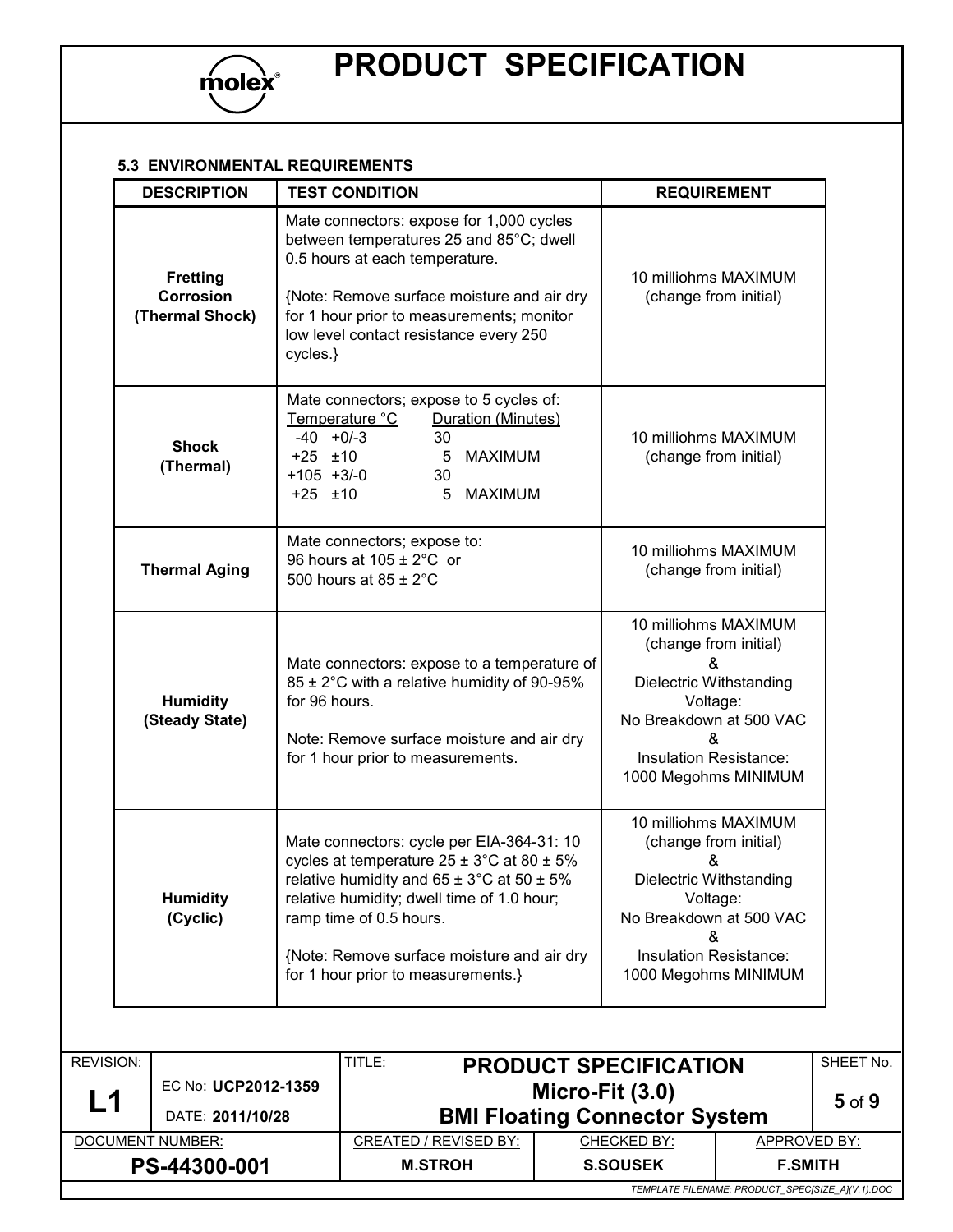### 5.3 ENVIRONMENTAL REQUIREMENTS

| DESCRIPTION | TEST CONDITION | REQUIREMENT |
|---|---|---|
| **Fretting Corrosion (Thermal Shock)** | Mate connectors: expose for 1,000 cycles between temperatures 25 and 85°C; dwell 0.5 hours at each temperature.<br><br>{Note: Remove surface moisture and air dry for 1 hour prior to measurements; monitor low level contact resistance every 250 cycles.} | 10 milliohms MAXIMUM (change from initial) |
| **Shock (Thermal)** | Mate connectors; expose to 5 cycles of:<br>Temperature °C — Duration (Minutes)<br>-40 +0/-3 — 30<br>+25 ±10 — 5 MAXIMUM<br>+105 +3/-0 — 30<br>+25 ±10 — 5 MAXIMUM | 10 milliohms MAXIMUM (change from initial) |
| **Thermal Aging** | Mate connectors; expose to:<br>96 hours at 105 ± 2°C or<br>500 hours at 85 ± 2°C | 10 milliohms MAXIMUM (change from initial) |
| **Humidity (Steady State)** | Mate connectors: expose to a temperature of 85 ± 2°C with a relative humidity of 90-95% for 96 hours.<br><br>Note: Remove surface moisture and air dry for 1 hour prior to measurements. | 10 milliohms MAXIMUM (change from initial)<br>&<br>Dielectric Withstanding Voltage:<br>No Breakdown at 500 VAC<br>&<br>Insulation Resistance:<br>1000 Megohms MINIMUM |
| **Humidity (Cyclic)** | Mate connectors: cycle per EIA-364-31: 10 cycles at temperature 25 ± 3°C at 80 ± 5% relative humidity and 65 ± 3°C at 50 ± 5% relative humidity; dwell time of 1.0 hour; ramp time of 0.5 hours.<br><br>{Note: Remove surface moisture and air dry for 1 hour prior to measurements.} | 10 milliohms MAXIMUM (change from initial)<br>&<br>Dielectric Withstanding Voltage:<br>No Breakdown at 500 VAC<br>&<br>Insulation Resistance:<br>1000 Megohms MINIMUM |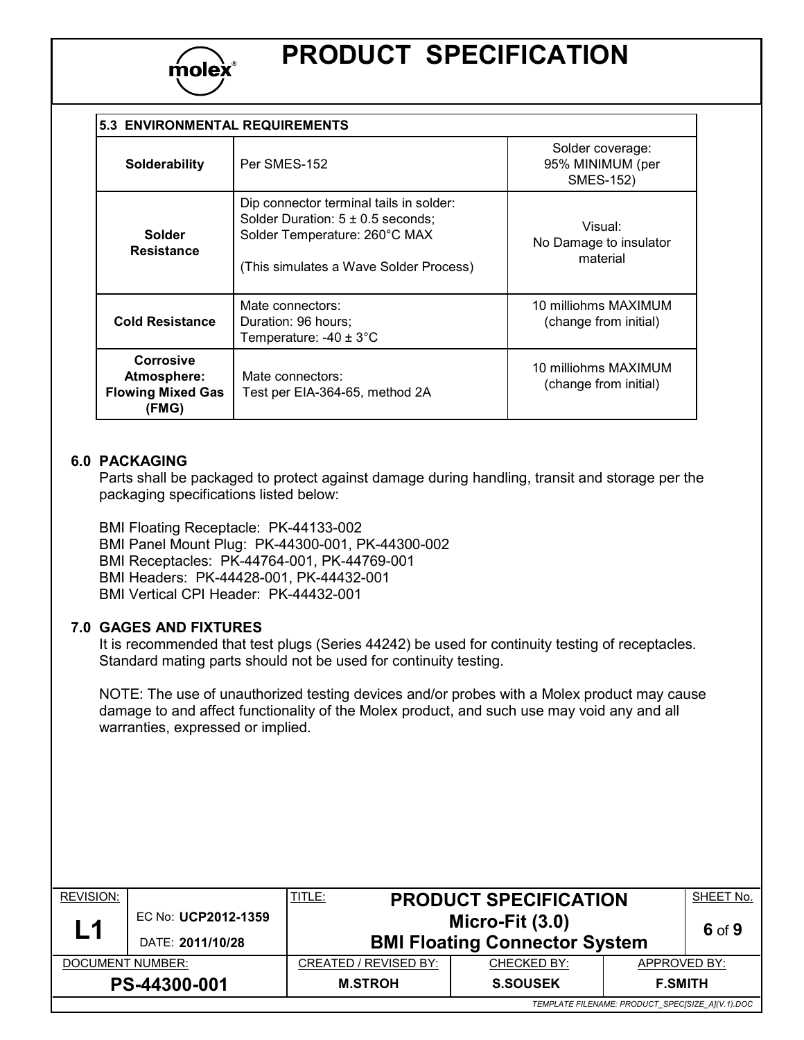| 5.3 ENVIRONMENTAL REQUIREMENTS | | |
|---|---|---|
| **Solderability** | Per SMES-152 | Solder coverage: 95% MINIMUM (per SMES-152) |
| **Solder Resistance** | Dip connector terminal tails in solder: Solder Duration: 5 ± 0.5 seconds; Solder Temperature: 260°C MAX (This simulates a Wave Solder Process) | Visual: No Damage to insulator material |
| **Cold Resistance** | Mate connectors: Duration: 96 hours; Temperature: -40 ± 3°C | 10 milliohms MAXIMUM (change from initial) |
| **Corrosive Atmosphere: Flowing Mixed Gas (FMG)** | Mate connectors: Test per EIA-364-65, method 2A | 10 milliohms MAXIMUM (change from initial) |

## 6.0 PACKAGING

Parts shall be packaged to protect against damage during handling, transit and storage per the packaging specifications listed below:

BMI Floating Receptacle: PK-44133-002
BMI Panel Mount Plug: PK-44300-001, PK-44300-002
BMI Receptacles: PK-44764-001, PK-44769-001
BMI Headers: PK-44428-001, PK-44432-001
BMI Vertical CPI Header: PK-44432-001

## 7.0 GAGES AND FIXTURES

It is recommended that test plugs (Series 44242) be used for continuity testing of receptacles. Standard mating parts should not be used for continuity testing.

NOTE: The use of unauthorized testing devices and/or probes with a Molex product may cause damage to and affect functionality of the Molex product, and such use may void any and all warranties, expressed or implied.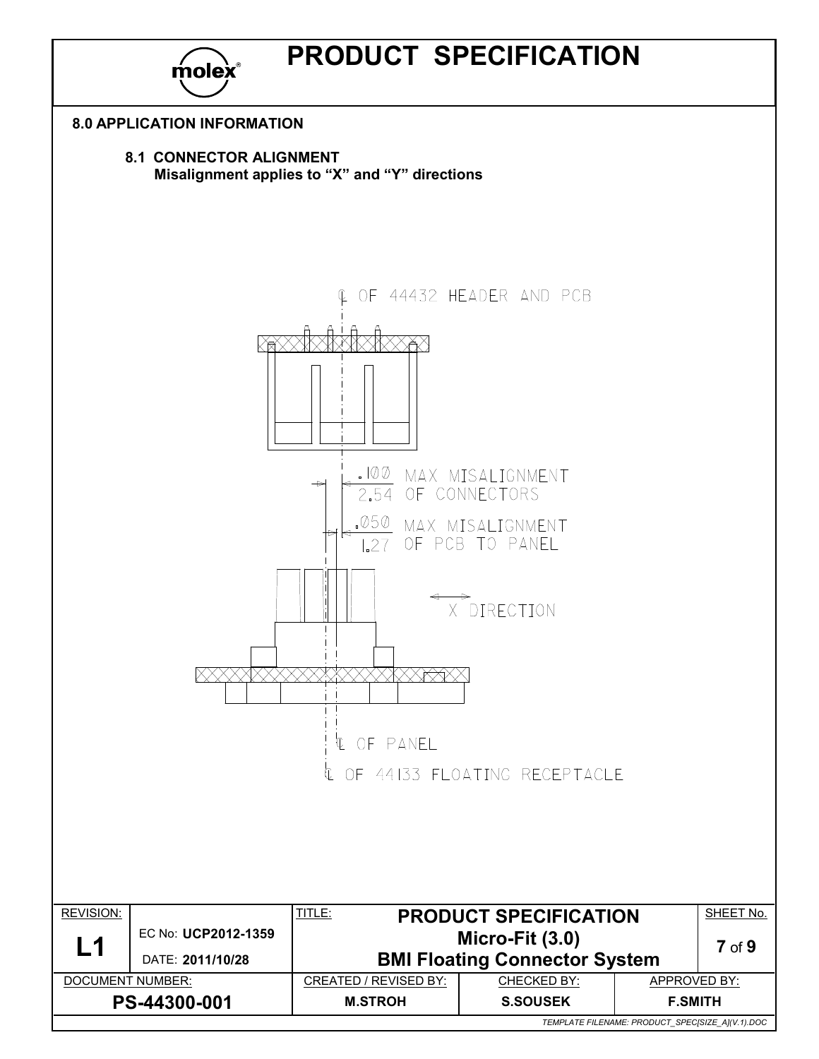## 8.0 APPLICATION INFORMATION

### 8.1 CONNECTOR ALIGNMENT

**Misalignment applies to "X" and "Y" directions**

℄ OF 44432 HEADER AND PCB

.100 / 2.54 MAX MISALIGNMENT OF CONNECTORS

.050 / 1.27 MAX MISALIGNMENT OF PCB TO PANEL

X DIRECTION

℄ OF PANEL

℄ OF 44133 FLOATING RECEPTACLE

| REVISION: | EC No: UCP2012-1359 | TITLE: PRODUCT SPECIFICATION Micro-Fit (3.0) BMI Floating Connector System | SHEET No. |
|---|---|---|---|
| **L1** | DATE: 2011/10/28 | | **7** of **9** |

| DOCUMENT NUMBER: | CREATED / REVISED BY: | CHECKED BY: | APPROVED BY: |
|---|---|---|---|
| **PS-44300-001** | **M.STROH** | **S.SOUSEK** | **F.SMITH** |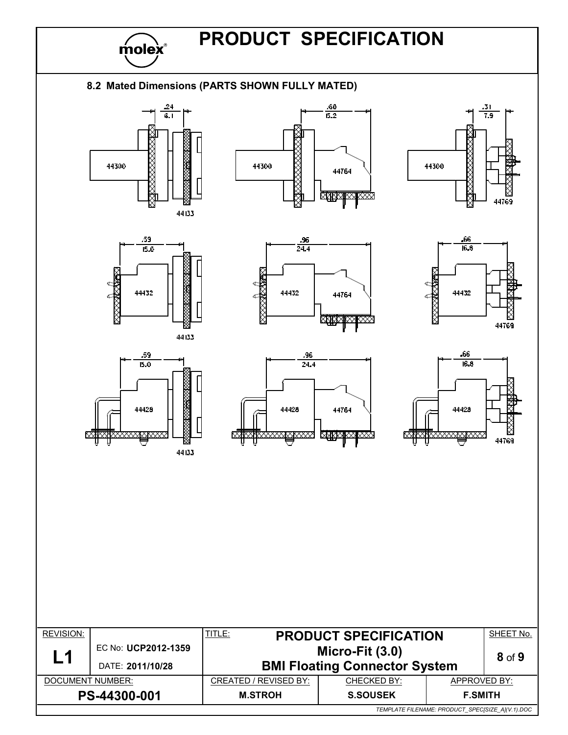## 8.2 Mated Dimensions (PARTS SHOWN FULLY MATED)

| Mated Pair | Dimension (in) | Dimension (mm) |
|---|---|---|
| 44300 / 44133 | .24 | 6.1 |
| 44300 / 44764 | .60 | 15.2 |
| 44300 / 44769 | .31 | 7.9 |
| 44432 / 44133 | .59 | 15.0 |
| 44432 / 44764 | .96 | 24.4 |
| 44432 / 44769 | .66 | 16.8 |
| 44428 / 44133 | .59 | 15.0 |
| 44428 / 44764 | .96 | 24.4 |
| 44428 / 44769 | .66 | 16.8 |

| REVISION: | | TITLE: | | | SHEET No. |
|---|---|---|---|---|---|
| **L1** | EC No: **UCP2012-1359** DATE: **2011/10/28** | **PRODUCT SPECIFICATION Micro-Fit (3.0) BMI Floating Connector System** | | | **8** of **9** |
| DOCUMENT NUMBER: | | CREATED / REVISED BY: | CHECKED BY: | APPROVED BY: | |
| **PS-44300-001** | | **M.STROH** | **S.SOUSEK** | **F.SMITH** | |

*TEMPLATE FILENAME: PRODUCT_SPEC[SIZE_A](V.1).DOC*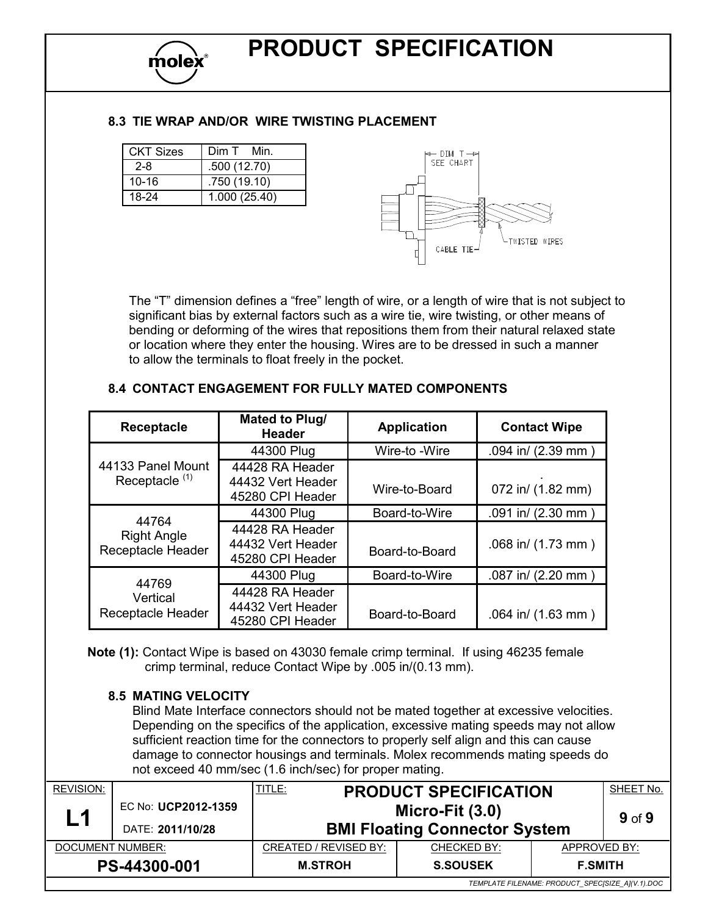### 8.3 TIE WRAP AND/OR WIRE TWISTING PLACEMENT

| CKT Sizes | Dim T Min. |
|---|---|
| 2-8 | .500 (12.70) |
| 10-16 | .750 (19.10) |
| 18-24 | 1.000 (25.40) |

DIM T
SEE CHART
CABLE TIE
TWISTED WIRES

The "T" dimension defines a "free" length of wire, or a length of wire that is not subject to significant bias by external factors such as a wire tie, wire twisting, or other means of bending or deforming of the wires that repositions them from their natural relaxed state or location where they enter the housing. Wires are to be dressed in such a manner to allow the terminals to float freely in the pocket.

### 8.4 CONTACT ENGAGEMENT FOR FULLY MATED COMPONENTS

| Receptacle | Mated to Plug/ Header | Application | Contact Wipe |
|---|---|---|---|
| 44133 Panel Mount Receptacle [(1)] | 44300 Plug | Wire-to -Wire | .094 in/ (2.39 mm ) |
| | 44428 RA Header 44432 Vert Header 45280 CPI Header | Wire-to-Board | .072 in/ (1.82 mm) |
| 44764 Right Angle Receptacle Header | 44300 Plug | Board-to-Wire | .091 in/ (2.30 mm ) |
| | 44428 RA Header 44432 Vert Header 45280 CPI Header | Board-to-Board | .068 in/ (1.73 mm ) |
| 44769 Vertical Receptacle Header | 44300 Plug | Board-to-Wire | .087 in/ (2.20 mm ) |
| | 44428 RA Header 44432 Vert Header 45280 CPI Header | Board-to-Board | .064 in/ (1.63 mm ) |

**Note (1):** Contact Wipe is based on 43030 female crimp terminal. If using 46235 female crimp terminal, reduce Contact Wipe by .005 in/(0.13 mm).

### 8.5 MATING VELOCITY

Blind Mate Interface connectors should not be mated together at excessive velocities. Depending on the specifics of the application, excessive mating speeds may not allow sufficient reaction time for the connectors to properly self align and this can cause damage to connector housings and terminals. Molex recommends mating speeds do not exceed 40 mm/sec (1.6 inch/sec) for proper mating.